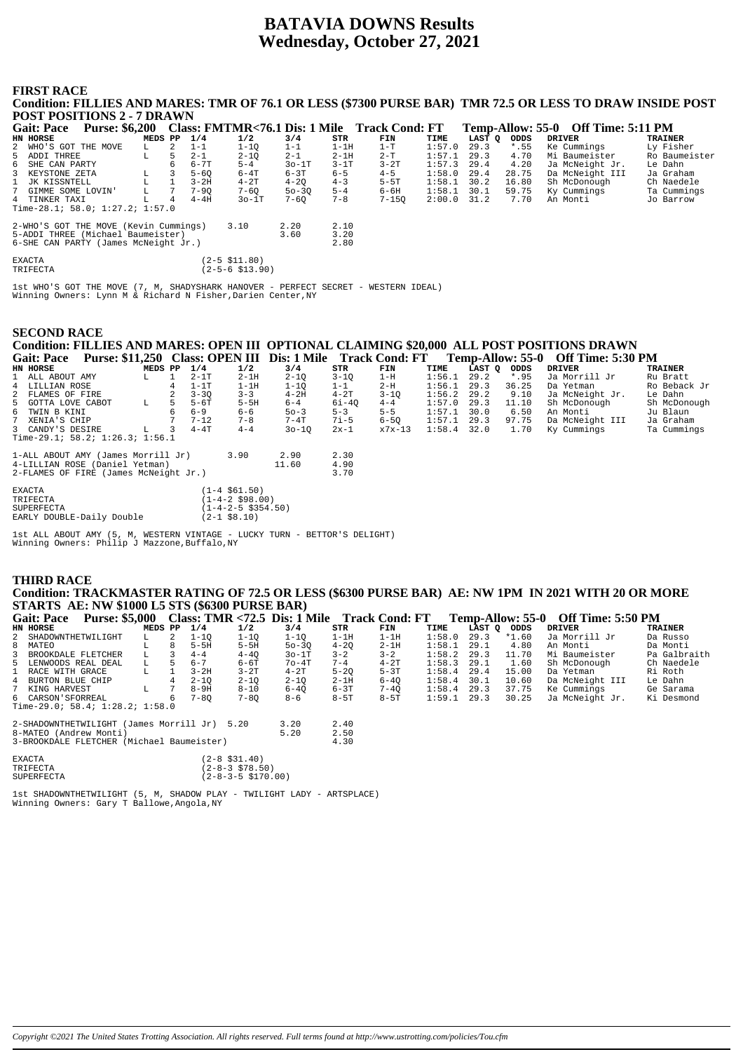# BATAVIA DOWNS Results
# Wednesday, October 27, 2021

## FIRST RACE

**Condition: FILLIES AND MARES: TMR OF 76.1 OR LESS ($7300 PURSE BAR) TMR 72.5 OR LESS TO DRAW INSIDE POST POSITIONS 2 - 7 DRAWN**

**Gait: Pace Purse: $6,200 Class: FMTMR<76.1 Dis: 1 Mile Track Cond: FT Temp-Allow: 55-0 Off Time: 5:11 PM**

| HN | HORSE | MEDS | PP | 1/4 | 1/2 | 3/4 | STR | FIN | TIME | LAST Q | ODDS | DRIVER | TRAINER |
|---|---|---|---|---|---|---|---|---|---|---|---|---|---|
| 2 | WHO'S GOT THE MOVE | L | 2 | 1-1 | 1-1Q | 1-1Q | 1-1H | 1-T | 1:57.0 | 29.3 | *.55 | Ke Cummings | Ly Fisher |
| 5 | ADDI THREE | L | 5 | 2-1 | 2-1Q | 2-1 | 2-1H | 2-T | 1:57.1 | 29.3 | 4.70 | Mi Baumeister | Ro Baumeister |
| 6 | SHE CAN PARTY | | 6 | 6-7T | 5-4 | 3o-1T | 3-1T | 3-2T | 1:57.3 | 29.4 | 4.20 | Ja McNeight Jr. | Le Dahn |
| 3 | KEYSTONE ZETA | L | 3 | 5-6Q | 6-4T | 6-3T | 6-5 | 4-5 | 1:58.0 | 29.4 | 28.75 | Da McNeight III | Ja Graham |
| 1 | JK KISSNTELL | L | 1 | 3-2H | 4-2T | 4-2Q | 4-3 | 5-5T | 1:58.1 | 30.2 | 16.80 | Sh McDonough | Ch Naedele |
| 7 | GIMME SOME LOVIN' | L | 7 | 7-9Q | 7-6Q | 5o-3Q | 5-4 | 6-6H | 1:58.1 | 30.1 | 59.75 | Ky Cummings | Ta Cummings |
| 4 | TINKER TAXI | L | 4 | 4-4H | 3o-1T | 7-6Q | 7-8 | 7-15Q | 2:00.0 | 31.2 | 7.70 | An Monti | Jo Barrow |

Time-28.1; 58.0; 1:27.2; 1:57.0

| | | | |
|---|---|---|---|
| 2-WHO'S GOT THE MOVE (Kevin Cummings) | 3.10 | 2.20 | 2.10 |
| 5-ADDI THREE (Michael Baumeister) | | 3.60 | 3.20 |
| 6-SHE CAN PARTY (James McNeight Jr.) | | | 2.80 |

| | |
|---|---|
| EXACTA | (2-5 $11.80) |
| TRIFECTA | (2-5-6 $13.90) |

1st WHO'S GOT THE MOVE (7, M, SHADYSHARK HANOVER - PERFECT SECRET - WESTERN IDEAL)
Winning Owners: Lynn M & Richard N Fisher,Darien Center,NY

## SECOND RACE

**Condition: FILLIES AND MARES: OPEN III OPTIONAL CLAIMING $20,000 ALL POST POSITIONS DRAWN**

**Gait: Pace Purse: $11,250 Class: OPEN III Dis: 1 Mile Track Cond: FT Temp-Allow: 55-0 Off Time: 5:30 PM**

| HN | HORSE | MEDS | PP | 1/4 | 1/2 | 3/4 | STR | FIN | TIME | LAST Q | ODDS | DRIVER | TRAINER |
|---|---|---|---|---|---|---|---|---|---|---|---|---|---|
| 1 | ALL ABOUT AMY | L | 1 | 2-1T | 2-1H | 2-1Q | 3-1Q | 1-H | 1:56.1 | 29.2 | *.95 | Ja Morrill Jr | Ru Bratt |
| 4 | LILLIAN ROSE | | 4 | 1-1T | 1-1H | 1-1Q | 1-1 | 2-H | 1:56.1 | 29.3 | 36.25 | Da Yetman | Ro Beback Jr |
| 2 | FLAMES OF FIRE | | 2 | 3-3Q | 3-3 | 4-2H | 4-2T | 3-1Q | 1:56.2 | 29.2 | 9.10 | Ja McNeight Jr. | Le Dahn |
| 5 | GOTTA LOVE CABOT | L | 5 | 5-6T | 5-5H | 6-4 | 6i-4Q | 4-4 | 1:57.0 | 29.3 | 11.10 | Sh McDonough | Sh McDonough |
| 6 | TWIN B KINI | | 6 | 6-9 | 6-6 | 5o-3 | 5-3 | 5-5 | 1:57.1 | 30.0 | 6.50 | An Monti | Ju Blaun |
| 7 | XENIA'S CHIP | | 7 | 7-12 | 7-8 | 7-4T | 7i-5 | 6-5Q | 1:57.1 | 29.3 | 97.75 | Da McNeight III | Ja Graham |
| 3 | CANDY'S DESIRE | L | 3 | 4-4T | 4-4 | 3o-1Q | 2x-1 | x7x-13 | 1:58.4 | 32.0 | 1.70 | Ky Cummings | Ta Cummings |

Time-29.1; 58.2; 1:26.3; 1:56.1

| | | | |
|---|---|---|---|
| 1-ALL ABOUT AMY (James Morrill Jr) | 3.90 | 2.90 | 2.30 |
| 4-LILLIAN ROSE (Daniel Yetman) | | 11.60 | 4.90 |
| 2-FLAMES OF FIRE (James McNeight Jr.) | | | 3.70 |

| | |
|---|---|
| EXACTA | (1-4 $61.50) |
| TRIFECTA | (1-4-2 $98.00) |
| SUPERFECTA | (1-4-2-5 $354.50) |
| EARLY DOUBLE-Daily Double | (2-1 $8.10) |

1st ALL ABOUT AMY (5, M, WESTERN VINTAGE - LUCKY TURN - BETTOR'S DELIGHT)
Winning Owners: Philip J Mazzone,Buffalo,NY

## THIRD RACE

**Condition: TRACKMASTER RATING OF 72.5 OR LESS ($6300 PURSE BAR) AE: NW 1PM IN 2021 WITH 20 OR MORE STARTS AE: NW $1000 L5 STS ($6300 PURSE BAR)**

**Gait: Pace Purse: $5,000 Class: TMR <72.5 Dis: 1 Mile Track Cond: FT Temp-Allow: 55-0 Off Time: 5:50 PM**

| HN | HORSE | MEDS | PP | 1/4 | 1/2 | 3/4 | STR | FIN | TIME | LAST Q | ODDS | DRIVER | TRAINER |
|---|---|---|---|---|---|---|---|---|---|---|---|---|---|
| 2 | SHADOWNTHETWILIGHT | L | 2 | 1-1Q | 1-1Q | 1-1Q | 1-1H | 1-1H | 1:58.0 | 29.3 | *1.60 | Ja Morrill Jr | Da Russo |
| 8 | MATEO | L | 8 | 5-5H | 5-5H | 5o-3Q | 4-2Q | 2-1H | 1:58.1 | 29.1 | 4.80 | An Monti | Da Monti |
| 3 | BROOKDALE FLETCHER | L | 3 | 4-4 | 4-4Q | 3o-1T | 3-2 | 3-2 | 1:58.2 | 29.3 | 11.70 | Mi Baumeister | Pa Galbraith |
| 5 | LENWOODS REAL DEAL | L | 5 | 6-7 | 6-6T | 7o-4T | 7-4 | 4-2T | 1:58.3 | 29.1 | 1.60 | Sh McDonough | Ch Naedele |
| 1 | RACE WITH GRACE | L | 1 | 3-2H | 3-2T | 4-2T | 5-2Q | 5-3T | 1:58.4 | 29.4 | 15.00 | Da Yetman | Ri Roth |
| 4 | BURTON BLUE CHIP | | 4 | 2-1Q | 2-1Q | 2-1Q | 2-1H | 6-4Q | 1:58.4 | 30.1 | 10.60 | Da McNeight III | Le Dahn |
| 7 | KING HARVEST | L | 7 | 8-9H | 8-10 | 6-4Q | 6-3T | 7-4Q | 1:58.4 | 29.3 | 37.75 | Ke Cummings | Ge Sarama |
| 6 | CARSON'SFORREAL | | 6 | 7-8Q | 7-8Q | 8-6 | 8-5T | 8-5T | 1:59.1 | 29.3 | 30.25 | Ja McNeight Jr. | Ki Desmond |

Time-29.0; 58.4; 1:28.2; 1:58.0

| | | | |
|---|---|---|---|
| 2-SHADOWNTHETWILIGHT (James Morrill Jr) | 5.20 | 3.20 | 2.40 |
| 8-MATEO (Andrew Monti) | | 5.20 | 2.50 |
| 3-BROOKDALE FLETCHER (Michael Baumeister) | | | 4.30 |

| | |
|---|---|
| EXACTA | (2-8 $31.40) |
| TRIFECTA | (2-8-3 $78.50) |
| SUPERFECTA | (2-8-3-5 $170.00) |

1st SHADOWNTHETWILIGHT (5, M, SHADOW PLAY - TWILIGHT LADY - ARTSPLACE)
Winning Owners: Gary T Ballowe,Angola,NY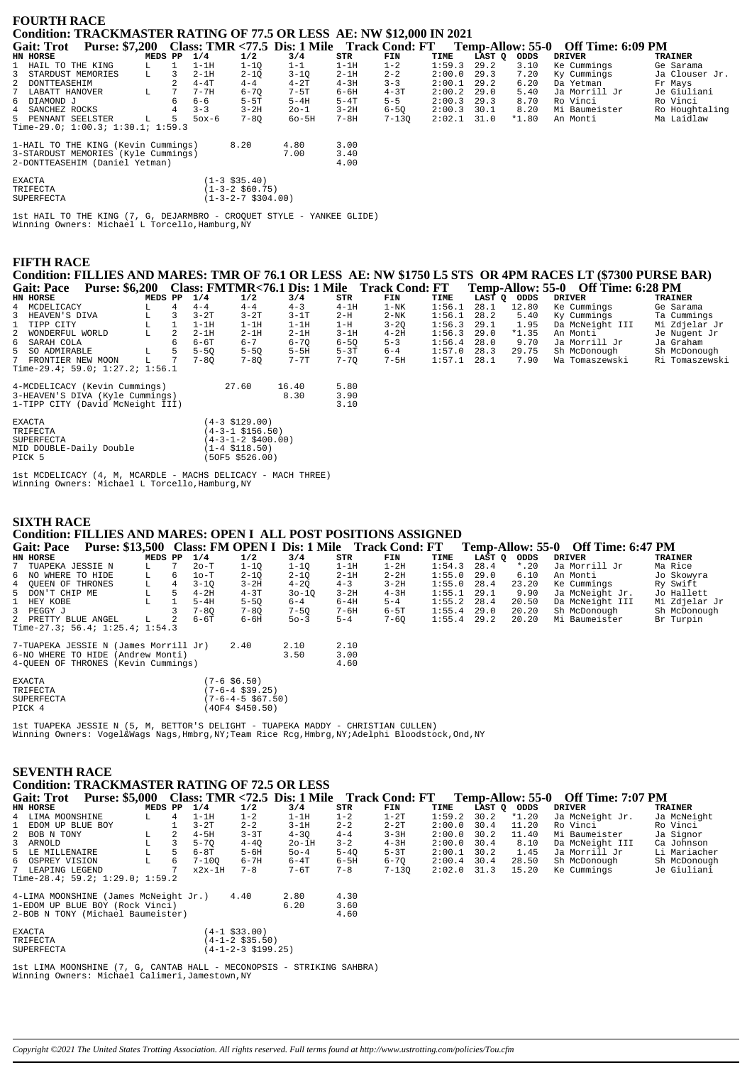## FOURTH RACE

### Condition: TRACKMASTER RATING OF 77.5 OR LESS AE: NW $12,000 IN 2021

**Gait: Trot Purse: $7,200 Class: TMR <77.5 Dis: 1 Mile Track Cond: FT Temp-Allow: 55-0 Off Time: 6:09 PM**

| HN | HORSE | MEDS | PP | 1/4 | 1/2 | 3/4 | STR | FIN | TIME | LAST Q | ODDS | DRIVER | TRAINER |
|---|---|---|---|---|---|---|---|---|---|---|---|---|---|
| 1 | HAIL TO THE KING | L | 1 | 1-1H | 1-1Q | 1-1 | 1-1H | 1-2 | 1:59.3 | 29.2 | 3.10 | Ke Cummings | Ge Sarama |
| 3 | STARDUST MEMORIES | L | 3 | 2-1H | 2-1Q | 3-1Q | 2-1H | 2-2 | 2:00.0 | 29.3 | 7.20 | Ky Cummings | Ja Clouser Jr. |
| 2 | DONTTEASEHIM | | 2 | 4-4T | 4-4 | 4-2T | 4-3H | 3-3 | 2:00.1 | 29.2 | 6.20 | Da Yetman | Fr Mays |
| 7 | LABATT HANOVER | L | 7 | 7-7H | 6-7Q | 7-5T | 6-6H | 4-3T | 2:00.2 | 29.0 | 5.40 | Ja Morrill Jr | Je Giuliani |
| 6 | DIAMOND J | | 6 | 6-6 | 5-5T | 5-4H | 5-4T | 5-5 | 2:00.3 | 29.3 | 8.70 | Ro Vinci | Ro Vinci |
| 4 | SANCHEZ ROCKS | | 4 | 3-3 | 3-2H | 2o-1 | 3-2H | 6-5Q | 2:00.3 | 30.1 | 8.20 | Mi Baumeister | Ro Houghtaling |
| 5 | PENNANT SEELSTER | L | 5 | 5ox-6 | 7-8Q | 6o-5H | 7-8H | 7-13Q | 2:02.1 | 31.0 | *1.80 | An Monti | Ma Laidlaw |

Time-29.0; 1:00.3; 1:30.1; 1:59.3

| | | | |
|---|---|---|---|
| 1-HAIL TO THE KING (Kevin Cummings) | 8.20 | 4.80 | 3.00 |
| 3-STARDUST MEMORIES (Kyle Cummings) | | 7.00 | 3.40 |
| 2-DONTTEASEHIM (Daniel Yetman) | | | 4.00 |

| | |
|---|---|
| EXACTA | (1-3 $35.40) |
| TRIFECTA | (1-3-2 $60.75) |
| SUPERFECTA | (1-3-2-7 $304.00) |

1st HAIL TO THE KING (7, G, DEJARMBRO - CROQUET STYLE - YANKEE GLIDE)
Winning Owners: Michael L Torcello,Hamburg,NY

## FIFTH RACE

### Condition: FILLIES AND MARES: TMR OF 76.1 OR LESS AE: NW $1750 L5 STS OR 4PM RACES LT ($7300 PURSE BAR)

**Gait: Pace Purse: $6,200 Class: FMTMR<76.1 Dis: 1 Mile Track Cond: FT Temp-Allow: 55-0 Off Time: 6:28 PM**

| HN | HORSE | MEDS | PP | 1/4 | 1/2 | 3/4 | STR | FIN | TIME | LAST Q | ODDS | DRIVER | TRAINER |
|---|---|---|---|---|---|---|---|---|---|---|---|---|---|
| 4 | MCDELICACY | L | 4 | 4-4 | 4-4 | 4-3 | 4-1H | 1-NK | 1:56.1 | 28.1 | 12.80 | Ke Cummings | Ge Sarama |
| 3 | HEAVEN'S DIVA | L | 3 | 3-2T | 3-2T | 3-1T | 2-H | 2-NK | 1:56.1 | 28.2 | 5.40 | Ky Cummings | Ta Cummings |
| 1 | TIPP CITY | L | 1 | 1-1H | 1-1H | 1-1H | 1-H | 3-2Q | 1:56.3 | 29.1 | 1.95 | Da McNeight III | Mi Zdjelar Jr |
| 2 | WONDERFUL WORLD | L | 2 | 2-1H | 2-1H | 2-1H | 3-1H | 4-2H | 1:56.3 | 29.0 | *1.35 | An Monti | Je Nugent Jr |
| 6 | SARAH COLA | | 6 | 6-6T | 6-7 | 6-7Q | 6-5Q | 5-3 | 1:56.4 | 28.0 | 9.70 | Ja Morrill Jr | Ja Graham |
| 5 | SO ADMIRABLE | L | 5 | 5-5Q | 5-5Q | 5-5H | 5-3T | 6-4 | 1:57.0 | 28.3 | 29.75 | Sh McDonough | Sh McDonough |
| 7 | FRONTIER NEW MOON | L | 7 | 7-8Q | 7-8Q | 7-7T | 7-7Q | 7-5H | 1:57.1 | 28.1 | 7.90 | Wa Tomaszewski | Ri Tomaszewski |

Time-29.4; 59.0; 1:27.2; 1:56.1

| | | | |
|---|---|---|---|
| 4-MCDELICACY (Kevin Cummings) | 27.60 | 16.40 | 5.80 |
| 3-HEAVEN'S DIVA (Kyle Cummings) | | 8.30 | 3.90 |
| 1-TIPP CITY (David McNeight III) | | | 3.10 |

| | |
|---|---|
| EXACTA | (4-3 $129.00) |
| TRIFECTA | (4-3-1 $156.50) |
| SUPERFECTA | (4-3-1-2 $400.00) |
| MID DOUBLE-Daily Double | (1-4 $118.50) |
| PICK 5 | (5OF5 $526.00) |

1st MCDELICACY (4, M, MCARDLE - MACHS DELICACY - MACH THREE)
Winning Owners: Michael L Torcello,Hamburg,NY

## SIXTH RACE

### Condition: FILLIES AND MARES: OPEN I ALL POST POSITIONS ASSIGNED

**Gait: Pace Purse: $13,500 Class: FM OPEN I Dis: 1 Mile Track Cond: FT Temp-Allow: 55-0 Off Time: 6:47 PM**

| HN | HORSE | MEDS | PP | 1/4 | 1/2 | 3/4 | STR | FIN | TIME | LAST Q | ODDS | DRIVER | TRAINER |
|---|---|---|---|---|---|---|---|---|---|---|---|---|---|
| 7 | TUAPEKA JESSIE N | L | 7 | 2o-T | 1-1Q | 1-1Q | 1-1H | 1-2H | 1:54.3 | 28.4 | *.20 | Ja Morrill Jr | Ma Rice |
| 6 | NO WHERE TO HIDE | L | 6 | 1o-T | 2-1Q | 2-1Q | 2-1H | 2-2H | 1:55.0 | 29.0 | 6.10 | An Monti | Jo Skowyra |
| 4 | QUEEN OF THRONES | L | 4 | 3-1Q | 3-2H | 3-2H | 4-3 | 3-2H | 1:55.0 | 28.4 | 23.20 | Ke Cummings | Ry Swift |
| 5 | DON'T CHIP ME | L | 5 | 4-2H | 4-3T | 3o-1Q | 3-2H | 4-3H | 1:55.1 | 29.1 | 9.90 | Ja McNeight Jr. | Jo Hallett |
| 1 | HEY KOBE | L | 1 | 5-4H | 5-5Q | 6-4 | 6-4H | 5-4 | 1:55.2 | 28.4 | 20.50 | Da McNeight III | Mi Zdjelar Jr |
| 3 | PEGGY J | | 3 | 7-8Q | 7-8Q | 7-5Q | 7-6H | 6-5T | 1:55.4 | 29.0 | 20.20 | Sh McDonough | Sh McDonough |
| 2 | PRETTY BLUE ANGEL | L | 2 | 6-6T | 6-6H | 5o-3 | 5-4 | 7-6Q | 1:55.4 | 29.2 | 20.20 | Mi Baumeister | Br Turpin |

Time-27.3; 56.4; 1:25.4; 1:54.3

| | | | |
|---|---|---|---|
| 7-TUAPEKA JESSIE N (James Morrill Jr) | 2.40 | 2.10 | 2.10 |
| 6-NO WHERE TO HIDE (Andrew Monti) | | 3.50 | 3.00 |
| 4-QUEEN OF THRONES (Kevin Cummings) | | | 4.60 |

| | |
|---|---|
| EXACTA | (7-6 $6.50) |
| TRIFECTA | (7-6-4 $39.25) |
| SUPERFECTA | (7-6-4-5 $67.50) |
| PICK 4 | (4OF4 $450.50) |

1st TUAPEKA JESSIE N (5, M, BETTOR'S DELIGHT - TUAPEKA MADDY - CHRISTIAN CULLEN)
Winning Owners: Vogel&Wags Nags,Hmbrg,NY;Team Rice Rcg,Hmbrg,NY;Adelphi Bloodstock,Ond,NY

## SEVENTH RACE

### Condition: TRACKMASTER RATING OF 72.5 OR LESS

**Gait: Trot Purse: $5,000 Class: TMR <72.5 Dis: 1 Mile Track Cond: FT Temp-Allow: 55-0 Off Time: 7:07 PM**

| HN | HORSE | MEDS | PP | 1/4 | 1/2 | 3/4 | STR | FIN | TIME | LAST Q | ODDS | DRIVER | TRAINER |
|---|---|---|---|---|---|---|---|---|---|---|---|---|---|
| 4 | LIMA MOONSHINE | L | 4 | 1-1H | 1-2 | 1-1H | 1-2 | 1-2T | 1:59.2 | 30.2 | *1.20 | Ja McNeight Jr. | Ja McNeight |
| 1 | EDOM UP BLUE BOY | | 1 | 3-2T | 2-2 | 3-1H | 2-2 | 2-2T | 2:00.0 | 30.4 | 11.20 | Ro Vinci | Ro Vinci |
| 2 | BOB N TONY | L | 2 | 4-5H | 3-3T | 4-3Q | 4-4 | 3-3H | 2:00.0 | 30.2 | 11.40 | Mi Baumeister | Ja Signor |
| 3 | ARNOLD | L | 3 | 5-7Q | 4-4Q | 2o-1H | 3-2 | 4-3H | 2:00.0 | 30.4 | 8.10 | Da McNeight III | Ca Johnson |
| 5 | LE MILLENAIRE | L | 5 | 6-8T | 5-6H | 5o-4 | 5-4Q | 5-3T | 2:00.1 | 30.2 | 1.45 | Ja Morrill Jr | Li Mariacher |
| 6 | OSPREY VISION | L | 6 | 7-10Q | 6-7H | 6-4T | 6-5H | 6-7Q | 2:00.4 | 30.4 | 28.50 | Sh McDonough | Sh McDonough |
| 7 | LEAPING LEGEND | | 7 | x2x-1H | 7-8 | 7-6T | 7-8 | 7-13Q | 2:02.0 | 31.3 | 15.20 | Ke Cummings | Je Giuliani |

Time-28.4; 59.2; 1:29.0; 1:59.2

| | | | |
|---|---|---|---|
| 4-LIMA MOONSHINE (James McNeight Jr.) | 4.40 | 2.80 | 4.30 |
| 1-EDOM UP BLUE BOY (Rock Vinci) | | 6.20 | 3.60 |
| 2-BOB N TONY (Michael Baumeister) | | | 4.60 |

| | |
|---|---|
| EXACTA | (4-1 $33.00) |
| TRIFECTA | (4-1-2 $35.50) |
| SUPERFECTA | (4-1-2-3 $199.25) |

1st LIMA MOONSHINE (7, G, CANTAB HALL - MECONOPSIS - STRIKING SAHBRA)
Winning Owners: Michael Calimeri,Jamestown,NY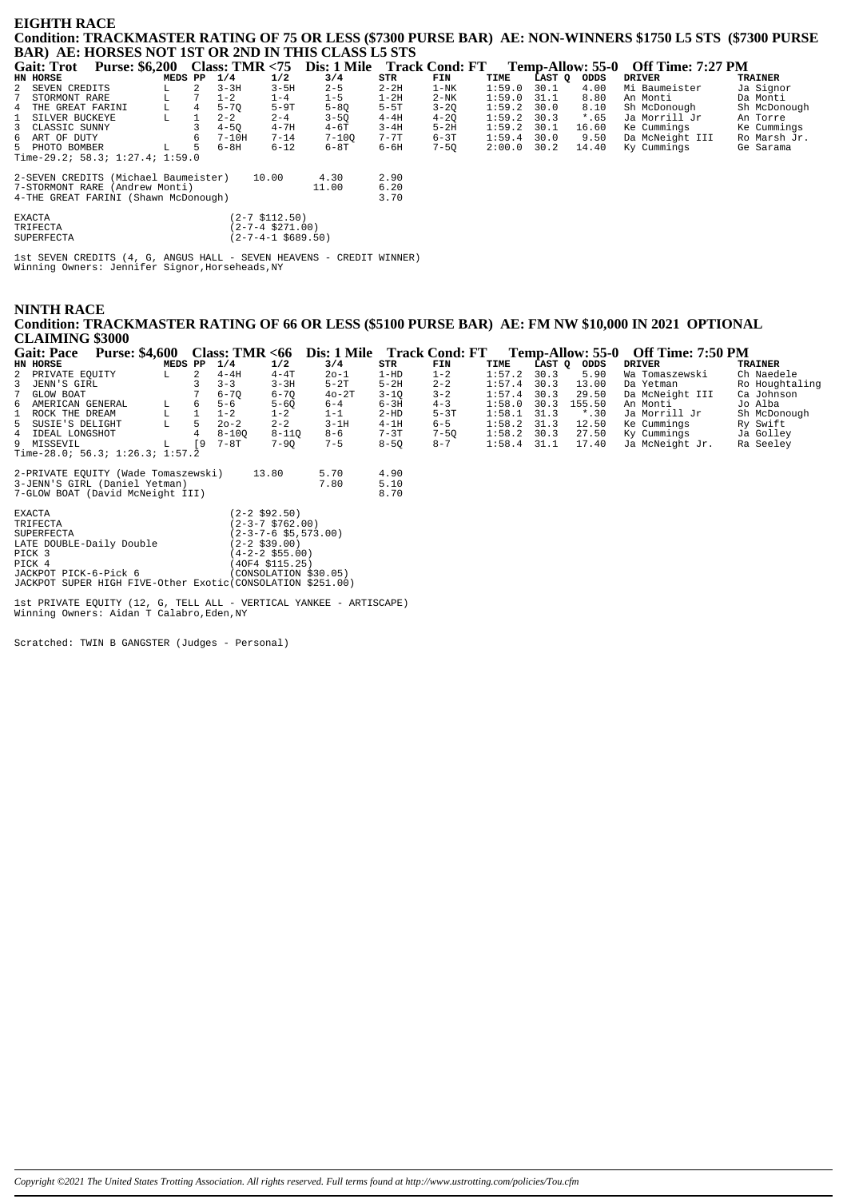## EIGHTH RACE

**Condition: TRACKMASTER RATING OF 75 OR LESS ($7300 PURSE BAR) AE: NON-WINNERS $1750 L5 STS ($7300 PURSE BAR) AE: HORSES NOT 1ST OR 2ND IN THIS CLASS L5 STS**

**Gait: Trot Purse: $6,200 Class: TMR <75 Dis: 1 Mile Track Cond: FT Temp-Allow: 55-0 Off Time: 7:27 PM**

| HN | HORSE | MEDS | PP | 1/4 | 1/2 | 3/4 | STR | FIN | TIME | LAST Q | ODDS | DRIVER | TRAINER |
|---|---|---|---|---|---|---|---|---|---|---|---|---|---|
| 2 | SEVEN CREDITS | L | 2 | 3-3H | 3-5H | 2-5 | 2-2H | 1-NK | 1:59.0 | 30.1 | 4.00 | Mi Baumeister | Ja Signor |
| 7 | STORMONT RARE | L | 7 | 1-2 | 1-4 | 1-5 | 1-2H | 2-NK | 1:59.0 | 31.1 | 8.80 | An Monti | Da Monti |
| 4 | THE GREAT FARINI | L | 4 | 5-7Q | 5-9T | 5-8Q | 5-5T | 3-2Q | 1:59.2 | 30.0 | 8.10 | Sh McDonough | Sh McDonough |
| 1 | SILVER BUCKEYE | L | 1 | 2-2 | 2-4 | 3-5Q | 4-4H | 4-2Q | 1:59.2 | 30.3 | *.65 | Ja Morrill Jr | An Torre |
| 3 | CLASSIC SUNNY | | 3 | 4-5Q | 4-7H | 4-6T | 3-4H | 5-2H | 1:59.2 | 30.1 | 16.60 | Ke Cummings | Ke Cummings |
| 6 | ART OF DUTY | | 6 | 7-10H | 7-14 | 7-10Q | 7-7T | 6-3T | 1:59.4 | 30.0 | 9.50 | Da McNeight III | Ro Marsh Jr. |
| 5 | PHOTO BOMBER | L | 5 | 6-8H | 6-12 | 6-8T | 6-6H | 7-5Q | 2:00.0 | 30.2 | 14.40 | Ky Cummings | Ge Sarama |

Time-29.2; 58.3; 1:27.4; 1:59.0

| | | | |
|---|---|---|---|
| 2-SEVEN CREDITS (Michael Baumeister) | 10.00 | 4.30 | 2.90 |
| 7-STORMONT RARE (Andrew Monti) | | 11.00 | 6.20 |
| 4-THE GREAT FARINI (Shawn McDonough) | | | 3.70 |

| | |
|---|---|
| EXACTA | (2-7 $112.50) |
| TRIFECTA | (2-7-4 $271.00) |
| SUPERFECTA | (2-7-4-1 $689.50) |

1st SEVEN CREDITS (4, G, ANGUS HALL - SEVEN HEAVENS - CREDIT WINNER)
Winning Owners: Jennifer Signor,Horseheads,NY

## NINTH RACE

**Condition: TRACKMASTER RATING OF 66 OR LESS ($5100 PURSE BAR) AE: FM NW $10,000 IN 2021 OPTIONAL CLAIMING $3000**

**Gait: Pace Purse: $4,600 Class: TMR <66 Dis: 1 Mile Track Cond: FT Temp-Allow: 55-0 Off Time: 7:50 PM**

| HN | HORSE | MEDS | PP | 1/4 | 1/2 | 3/4 | STR | FIN | TIME | LAST Q | ODDS | DRIVER | TRAINER |
|---|---|---|---|---|---|---|---|---|---|---|---|---|---|
| 2 | PRIVATE EQUITY | L | 2 | 4-4H | 4-4T | 2o-1 | 1-HD | 1-2 | 1:57.2 | 30.3 | 5.90 | Wa Tomaszewski | Ch Naedele |
| 3 | JENN'S GIRL | | 3 | 3-3 | 3-3H | 5-2T | 5-2H | 2-2 | 1:57.4 | 30.3 | 13.00 | Da Yetman | Ro Houghtaling |
| 7 | GLOW BOAT | | 7 | 6-7Q | 6-7Q | 4o-2T | 3-1Q | 3-2 | 1:57.4 | 30.3 | 29.50 | Da McNeight III | Ca Johnson |
| 6 | AMERICAN GENERAL | L | 6 | 5-6 | 5-6Q | 6-4 | 6-3H | 4-3 | 1:58.0 | 30.3 | 155.50 | An Monti | Jo Alba |
| 1 | ROCK THE DREAM | L | 1 | 1-2 | 1-2 | 1-1 | 2-HD | 5-3T | 1:58.1 | 31.3 | *.30 | Ja Morrill Jr | Sh McDonough |
| 5 | SUSIE'S DELIGHT | L | 5 | 2o-2 | 2-2 | 3-1H | 4-1H | 6-5 | 1:58.2 | 31.3 | 12.50 | Ke Cummings | Ry Swift |
| 4 | IDEAL LONGSHOT | | 4 | 8-10Q | 8-11Q | 8-6 | 7-3T | 7-5Q | 1:58.2 | 30.3 | 27.50 | Ky Cummings | Ja Golley |
| 9 | MISSEVIL | L | [9 | 7-8T | 7-9Q | 7-5 | 8-5Q | 8-7 | 1:58.4 | 31.1 | 17.40 | Ja McNeight Jr. | Ra Seeley |

Time-28.0; 56.3; 1:26.3; 1:57.2

| | | | |
|---|---|---|---|
| 2-PRIVATE EQUITY (Wade Tomaszewski) | 13.80 | 5.70 | 4.90 |
| 3-JENN'S GIRL (Daniel Yetman) | | 7.80 | 5.10 |
| 7-GLOW BOAT (David McNeight III) | | | 8.70 |

| | |
|---|---|
| EXACTA | (2-2 $92.50) |
| TRIFECTA | (2-3-7 $762.00) |
| SUPERFECTA | (2-3-7-6 $5,573.00) |
| LATE DOUBLE-Daily Double | (2-2 $39.00) |
| PICK 3 | (4-2-2 $55.00) |
| PICK 4 | (4OF4 $115.25) |
| JACKPOT PICK-6-Pick 6 | (CONSOLATION $30.05) |
| JACKPOT SUPER HIGH FIVE-Other Exotic | (CONSOLATION $251.00) |

1st PRIVATE EQUITY (12, G, TELL ALL - VERTICAL YANKEE - ARTISCAPE)
Winning Owners: Aidan T Calabro,Eden,NY

Scratched: TWIN B GANGSTER (Judges - Personal)

*Copyright ©2021 The United States Trotting Association. All rights reserved. Full terms found at http://www.ustrotting.com/policies/Tou.cfm*